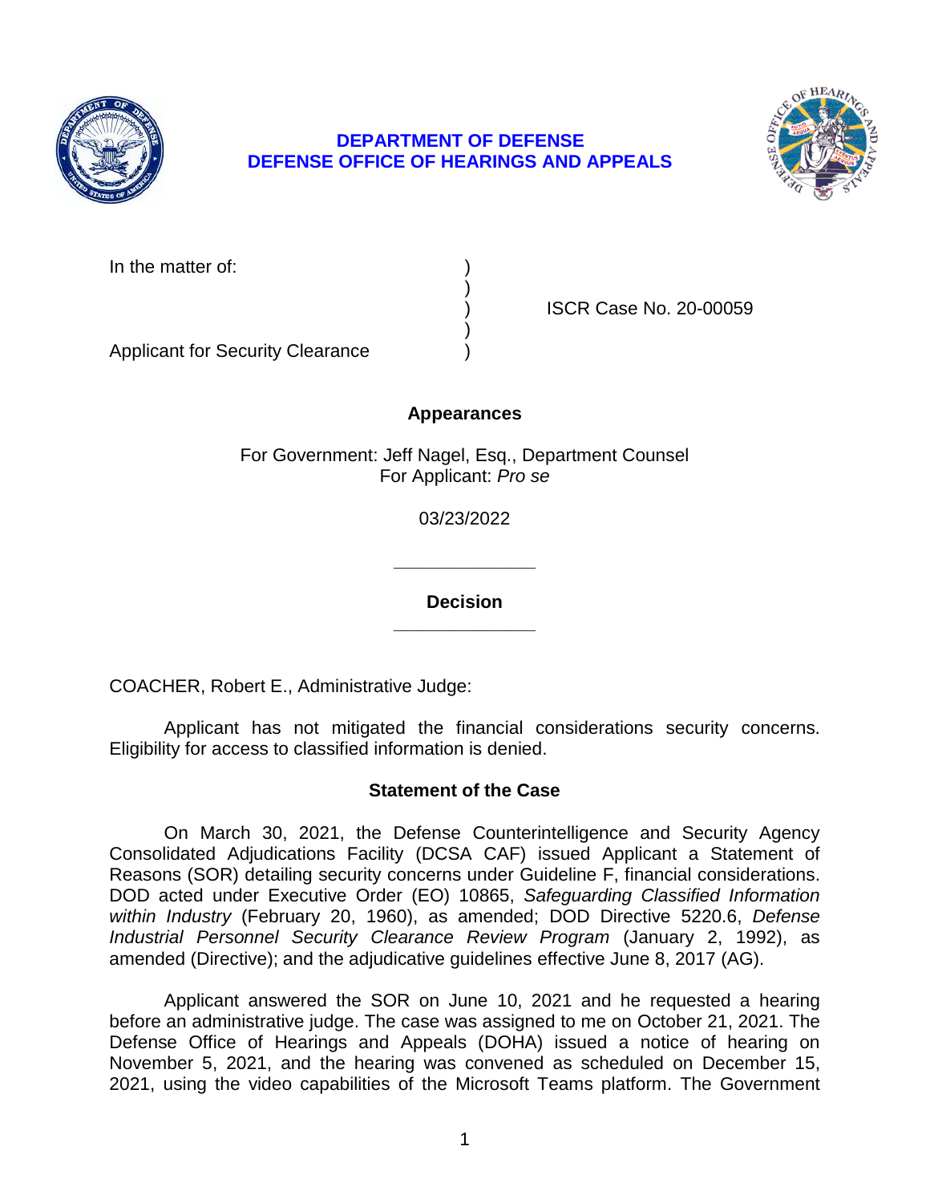**DEPARTMENT OF DEFENSE**
**DEFENSE OFFICE OF HEARINGS AND APPEALS**

In the matter of: )
)
) ISCR Case No. 20-00059
)
Applicant for Security Clearance )

**Appearances**

For Government: Jeff Nagel, Esq., Department Counsel
For Applicant: *Pro se*

03/23/2022

______________

**Decision**

______________

COACHER, Robert E., Administrative Judge:

Applicant has not mitigated the financial considerations security concerns. Eligibility for access to classified information is denied.

**Statement of the Case**

On March 30, 2021, the Defense Counterintelligence and Security Agency Consolidated Adjudications Facility (DCSA CAF) issued Applicant a Statement of Reasons (SOR) detailing security concerns under Guideline F, financial considerations. DOD acted under Executive Order (EO) 10865, *Safeguarding Classified Information within Industry* (February 20, 1960), as amended; DOD Directive 5220.6, *Defense Industrial Personnel Security Clearance Review Program* (January 2, 1992), as amended (Directive); and the adjudicative guidelines effective June 8, 2017 (AG).

Applicant answered the SOR on June 10, 2021 and he requested a hearing before an administrative judge. The case was assigned to me on October 21, 2021. The Defense Office of Hearings and Appeals (DOHA) issued a notice of hearing on November 5, 2021, and the hearing was convened as scheduled on December 15, 2021, using the video capabilities of the Microsoft Teams platform. The Government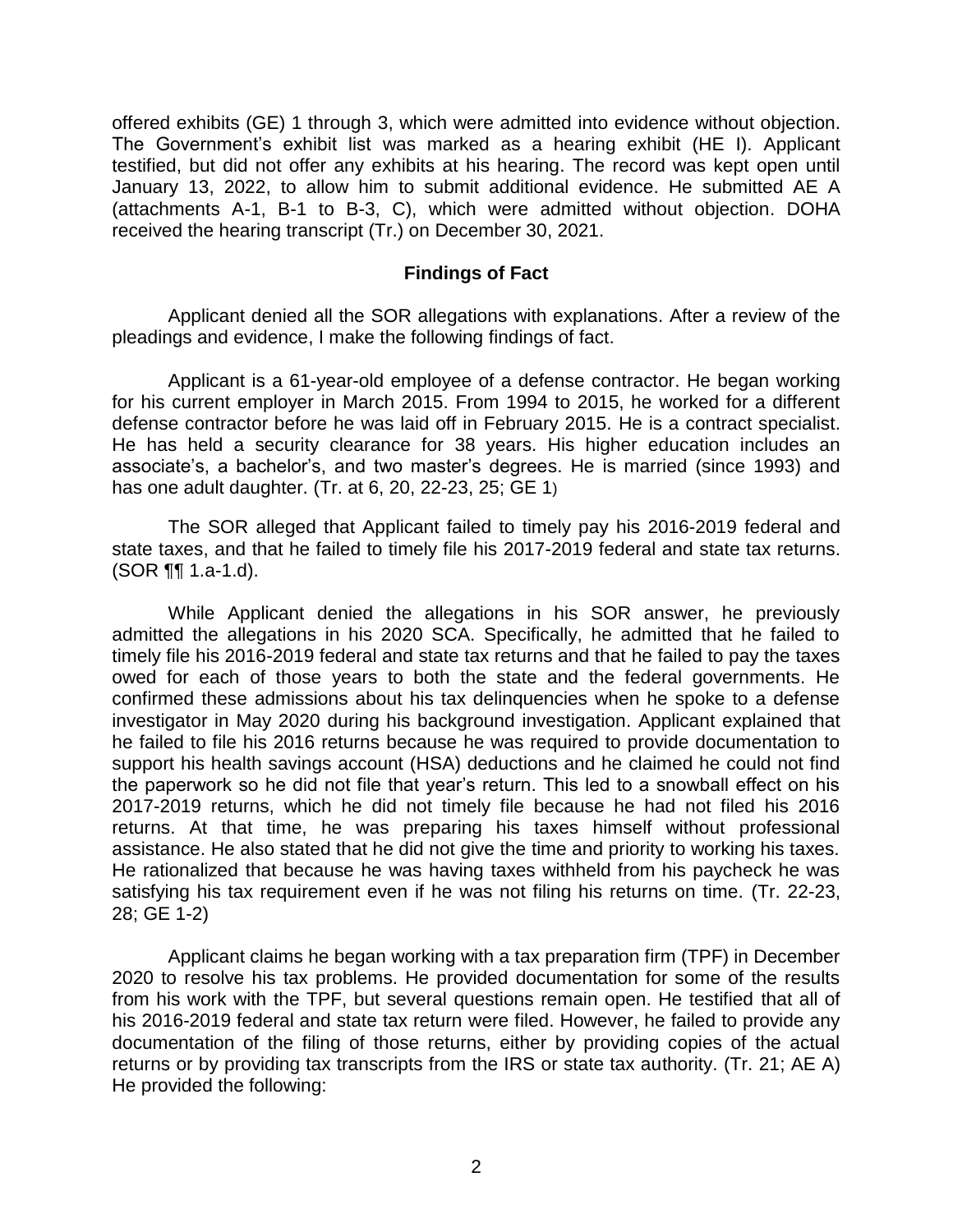offered exhibits (GE) 1 through 3, which were admitted into evidence without objection. The Government's exhibit list was marked as a hearing exhibit (HE I). Applicant testified, but did not offer any exhibits at his hearing. The record was kept open until January 13, 2022, to allow him to submit additional evidence. He submitted AE A (attachments A-1, B-1 to B-3, C), which were admitted without objection. DOHA received the hearing transcript (Tr.) on December 30, 2021.

## Findings of Fact

Applicant denied all the SOR allegations with explanations. After a review of the pleadings and evidence, I make the following findings of fact.

Applicant is a 61-year-old employee of a defense contractor. He began working for his current employer in March 2015. From 1994 to 2015, he worked for a different defense contractor before he was laid off in February 2015. He is a contract specialist. He has held a security clearance for 38 years. His higher education includes an associate's, a bachelor's, and two master's degrees. He is married (since 1993) and has one adult daughter. (Tr. at 6, 20, 22-23, 25; GE 1)

The SOR alleged that Applicant failed to timely pay his 2016-2019 federal and state taxes, and that he failed to timely file his 2017-2019 federal and state tax returns. (SOR ¶¶ 1.a-1.d).

While Applicant denied the allegations in his SOR answer, he previously admitted the allegations in his 2020 SCA. Specifically, he admitted that he failed to timely file his 2016-2019 federal and state tax returns and that he failed to pay the taxes owed for each of those years to both the state and the federal governments. He confirmed these admissions about his tax delinquencies when he spoke to a defense investigator in May 2020 during his background investigation. Applicant explained that he failed to file his 2016 returns because he was required to provide documentation to support his health savings account (HSA) deductions and he claimed he could not find the paperwork so he did not file that year's return. This led to a snowball effect on his 2017-2019 returns, which he did not timely file because he had not filed his 2016 returns. At that time, he was preparing his taxes himself without professional assistance. He also stated that he did not give the time and priority to working his taxes. He rationalized that because he was having taxes withheld from his paycheck he was satisfying his tax requirement even if he was not filing his returns on time. (Tr. 22-23, 28; GE 1-2)

Applicant claims he began working with a tax preparation firm (TPF) in December 2020 to resolve his tax problems. He provided documentation for some of the results from his work with the TPF, but several questions remain open. He testified that all of his 2016-2019 federal and state tax return were filed. However, he failed to provide any documentation of the filing of those returns, either by providing copies of the actual returns or by providing tax transcripts from the IRS or state tax authority. (Tr. 21; AE A) He provided the following: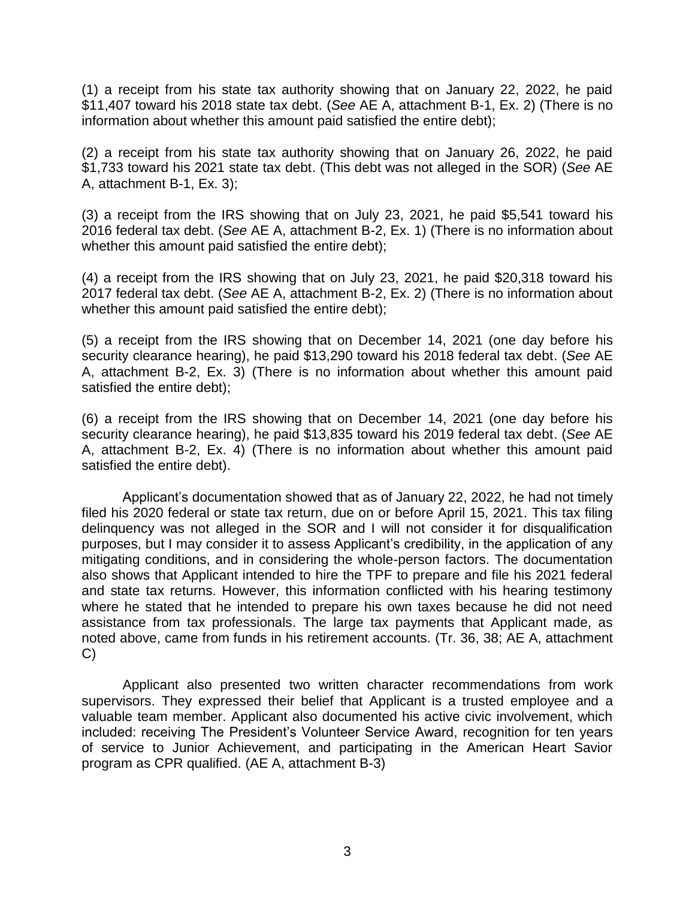(1) a receipt from his state tax authority showing that on January 22, 2022, he paid $11,407 toward his 2018 state tax debt. (*See* AE A, attachment B-1, Ex. 2) (There is no information about whether this amount paid satisfied the entire debt);

(2) a receipt from his state tax authority showing that on January 26, 2022, he paid $1,733 toward his 2021 state tax debt. (This debt was not alleged in the SOR) (*See* AE A, attachment B-1, Ex. 3);

(3) a receipt from the IRS showing that on July 23, 2021, he paid $5,541 toward his 2016 federal tax debt. (*See* AE A, attachment B-2, Ex. 1) (There is no information about whether this amount paid satisfied the entire debt);

(4) a receipt from the IRS showing that on July 23, 2021, he paid $20,318 toward his 2017 federal tax debt. (*See* AE A, attachment B-2, Ex. 2) (There is no information about whether this amount paid satisfied the entire debt);

(5) a receipt from the IRS showing that on December 14, 2021 (one day before his security clearance hearing), he paid $13,290 toward his 2018 federal tax debt. (*See* AE A, attachment B-2, Ex. 3) (There is no information about whether this amount paid satisfied the entire debt);

(6) a receipt from the IRS showing that on December 14, 2021 (one day before his security clearance hearing), he paid $13,835 toward his 2019 federal tax debt. (*See* AE A, attachment B-2, Ex. 4) (There is no information about whether this amount paid satisfied the entire debt).

Applicant's documentation showed that as of January 22, 2022, he had not timely filed his 2020 federal or state tax return, due on or before April 15, 2021. This tax filing delinquency was not alleged in the SOR and I will not consider it for disqualification purposes, but I may consider it to assess Applicant's credibility, in the application of any mitigating conditions, and in considering the whole-person factors. The documentation also shows that Applicant intended to hire the TPF to prepare and file his 2021 federal and state tax returns. However, this information conflicted with his hearing testimony where he stated that he intended to prepare his own taxes because he did not need assistance from tax professionals. The large tax payments that Applicant made, as noted above, came from funds in his retirement accounts. (Tr. 36, 38; AE A, attachment C)

Applicant also presented two written character recommendations from work supervisors. They expressed their belief that Applicant is a trusted employee and a valuable team member. Applicant also documented his active civic involvement, which included: receiving The President's Volunteer Service Award, recognition for ten years of service to Junior Achievement, and participating in the American Heart Savior program as CPR qualified. (AE A, attachment B-3)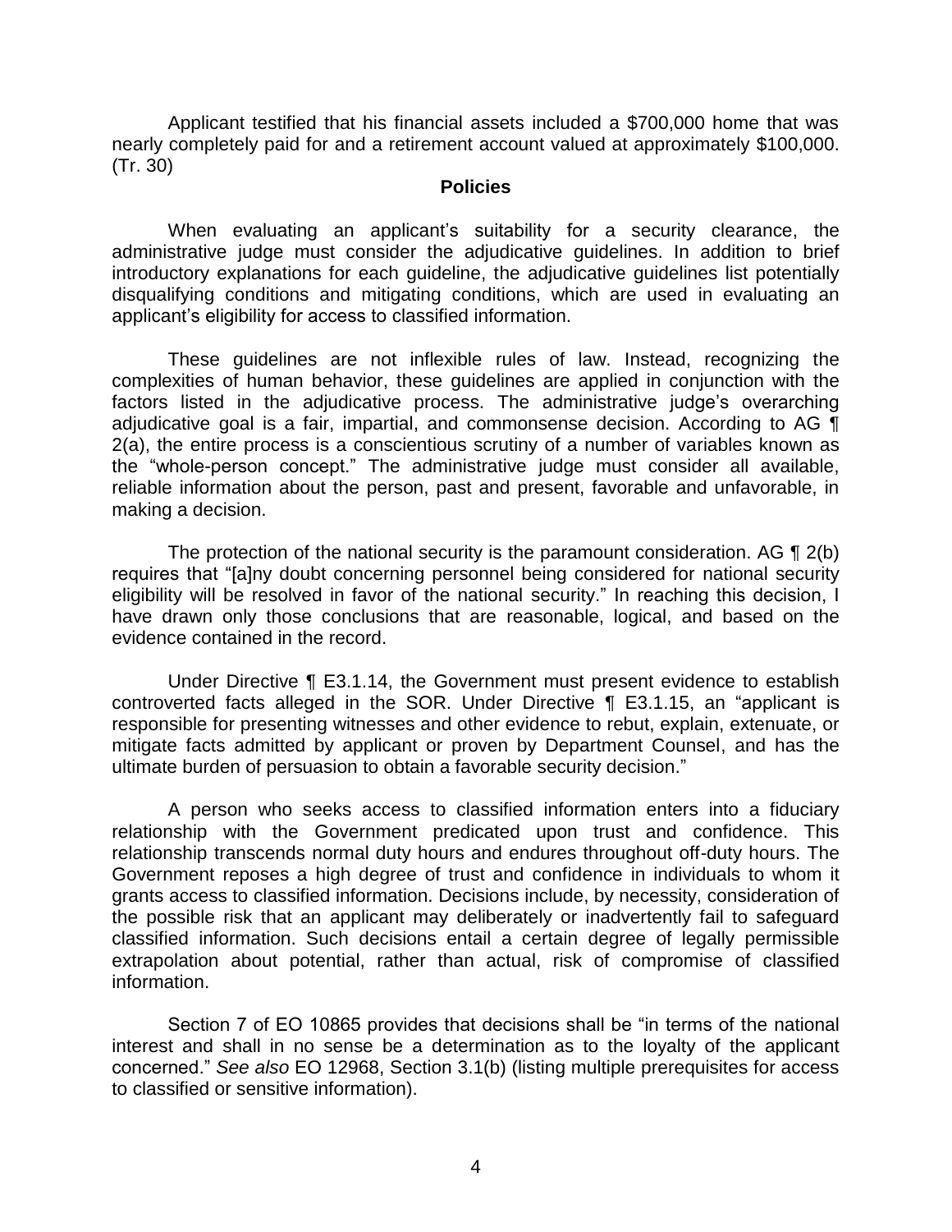Applicant testified that his financial assets included a $700,000 home that was nearly completely paid for and a retirement account valued at approximately $100,000. (Tr. 30)

## Policies

When evaluating an applicant's suitability for a security clearance, the administrative judge must consider the adjudicative guidelines. In addition to brief introductory explanations for each guideline, the adjudicative guidelines list potentially disqualifying conditions and mitigating conditions, which are used in evaluating an applicant's eligibility for access to classified information.

These guidelines are not inflexible rules of law. Instead, recognizing the complexities of human behavior, these guidelines are applied in conjunction with the factors listed in the adjudicative process. The administrative judge's overarching adjudicative goal is a fair, impartial, and commonsense decision. According to AG ¶ 2(a), the entire process is a conscientious scrutiny of a number of variables known as the "whole-person concept." The administrative judge must consider all available, reliable information about the person, past and present, favorable and unfavorable, in making a decision.

The protection of the national security is the paramount consideration. AG ¶ 2(b) requires that "[a]ny doubt concerning personnel being considered for national security eligibility will be resolved in favor of the national security." In reaching this decision, I have drawn only those conclusions that are reasonable, logical, and based on the evidence contained in the record.

Under Directive ¶ E3.1.14, the Government must present evidence to establish controverted facts alleged in the SOR. Under Directive ¶ E3.1.15, an "applicant is responsible for presenting witnesses and other evidence to rebut, explain, extenuate, or mitigate facts admitted by applicant or proven by Department Counsel, and has the ultimate burden of persuasion to obtain a favorable security decision."

A person who seeks access to classified information enters into a fiduciary relationship with the Government predicated upon trust and confidence. This relationship transcends normal duty hours and endures throughout off-duty hours. The Government reposes a high degree of trust and confidence in individuals to whom it grants access to classified information. Decisions include, by necessity, consideration of the possible risk that an applicant may deliberately or inadvertently fail to safeguard classified information. Such decisions entail a certain degree of legally permissible extrapolation about potential, rather than actual, risk of compromise of classified information.

Section 7 of EO 10865 provides that decisions shall be "in terms of the national interest and shall in no sense be a determination as to the loyalty of the applicant concerned." *See also* EO 12968, Section 3.1(b) (listing multiple prerequisites for access to classified or sensitive information).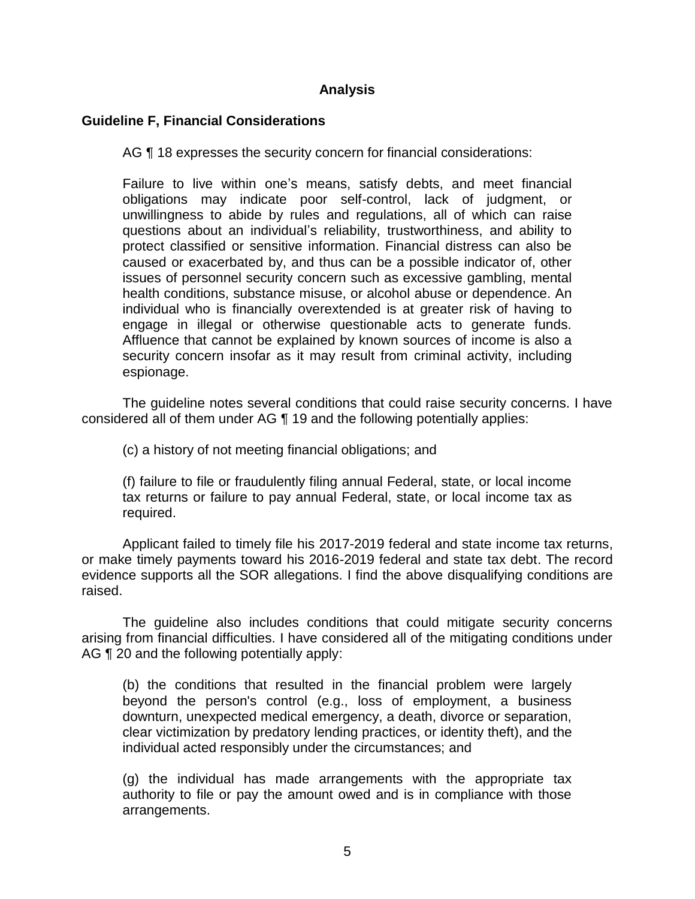## Analysis

### Guideline F, Financial Considerations

AG ¶ 18 expresses the security concern for financial considerations:

> Failure to live within one's means, satisfy debts, and meet financial obligations may indicate poor self-control, lack of judgment, or unwillingness to abide by rules and regulations, all of which can raise questions about an individual's reliability, trustworthiness, and ability to protect classified or sensitive information. Financial distress can also be caused or exacerbated by, and thus can be a possible indicator of, other issues of personnel security concern such as excessive gambling, mental health conditions, substance misuse, or alcohol abuse or dependence. An individual who is financially overextended is at greater risk of having to engage in illegal or otherwise questionable acts to generate funds. Affluence that cannot be explained by known sources of income is also a security concern insofar as it may result from criminal activity, including espionage.

The guideline notes several conditions that could raise security concerns. I have considered all of them under AG ¶ 19 and the following potentially applies:

> (c) a history of not meeting financial obligations; and
>
> (f) failure to file or fraudulently filing annual Federal, state, or local income tax returns or failure to pay annual Federal, state, or local income tax as required.

Applicant failed to timely file his 2017-2019 federal and state income tax returns, or make timely payments toward his 2016-2019 federal and state tax debt. The record evidence supports all the SOR allegations. I find the above disqualifying conditions are raised.

The guideline also includes conditions that could mitigate security concerns arising from financial difficulties. I have considered all of the mitigating conditions under AG ¶ 20 and the following potentially apply:

> (b) the conditions that resulted in the financial problem were largely beyond the person's control (e.g., loss of employment, a business downturn, unexpected medical emergency, a death, divorce or separation, clear victimization by predatory lending practices, or identity theft), and the individual acted responsibly under the circumstances; and
>
> (g) the individual has made arrangements with the appropriate tax authority to file or pay the amount owed and is in compliance with those arrangements.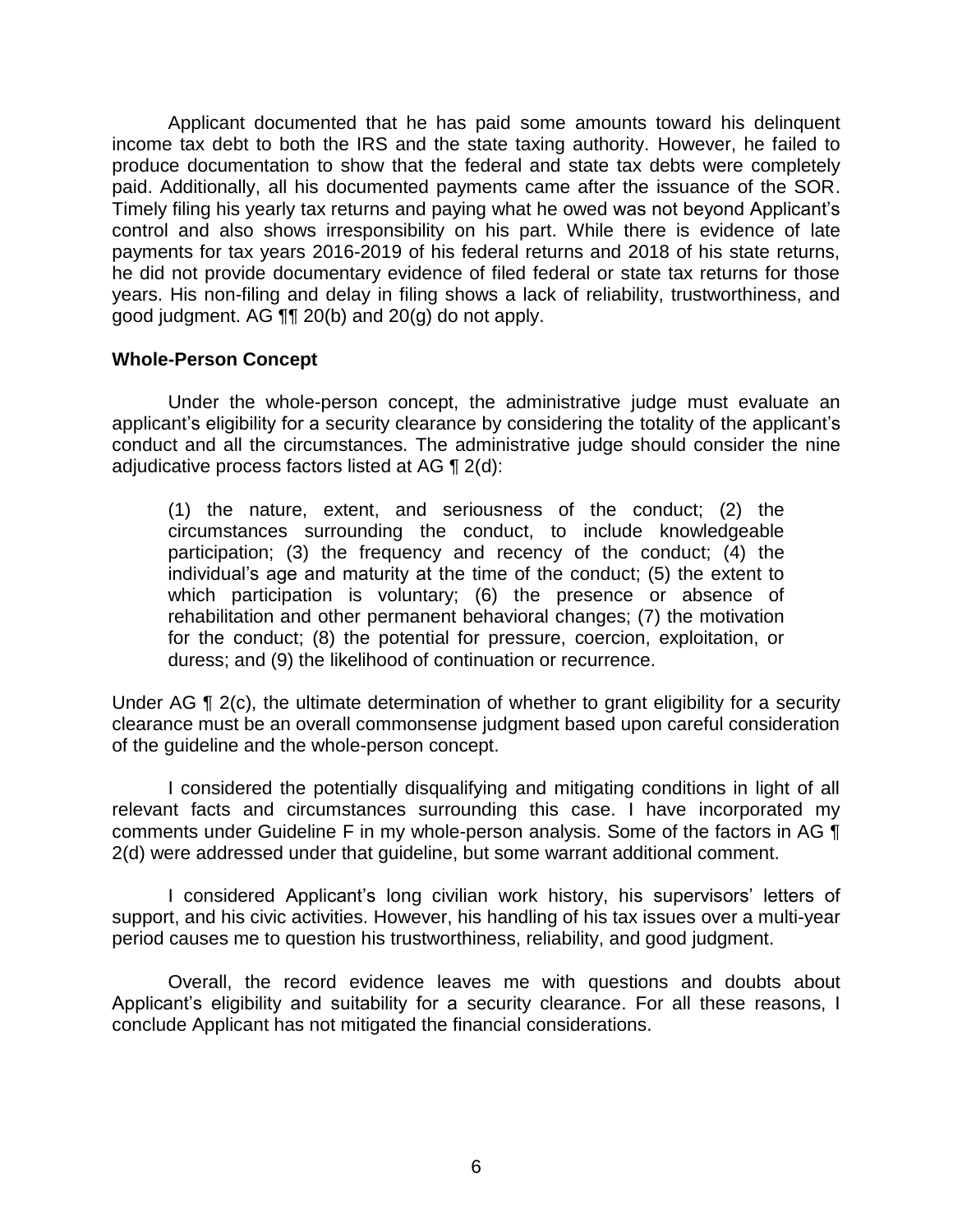Applicant documented that he has paid some amounts toward his delinquent income tax debt to both the IRS and the state taxing authority. However, he failed to produce documentation to show that the federal and state tax debts were completely paid. Additionally, all his documented payments came after the issuance of the SOR. Timely filing his yearly tax returns and paying what he owed was not beyond Applicant's control and also shows irresponsibility on his part. While there is evidence of late payments for tax years 2016-2019 of his federal returns and 2018 of his state returns, he did not provide documentary evidence of filed federal or state tax returns for those years. His non-filing and delay in filing shows a lack of reliability, trustworthiness, and good judgment. AG ¶¶ 20(b) and 20(g) do not apply.

**Whole-Person Concept**

Under the whole-person concept, the administrative judge must evaluate an applicant's eligibility for a security clearance by considering the totality of the applicant's conduct and all the circumstances. The administrative judge should consider the nine adjudicative process factors listed at AG ¶ 2(d):

> (1) the nature, extent, and seriousness of the conduct; (2) the circumstances surrounding the conduct, to include knowledgeable participation; (3) the frequency and recency of the conduct; (4) the individual's age and maturity at the time of the conduct; (5) the extent to which participation is voluntary; (6) the presence or absence of rehabilitation and other permanent behavioral changes; (7) the motivation for the conduct; (8) the potential for pressure, coercion, exploitation, or duress; and (9) the likelihood of continuation or recurrence.

Under AG ¶ 2(c), the ultimate determination of whether to grant eligibility for a security clearance must be an overall commonsense judgment based upon careful consideration of the guideline and the whole-person concept.

I considered the potentially disqualifying and mitigating conditions in light of all relevant facts and circumstances surrounding this case. I have incorporated my comments under Guideline F in my whole-person analysis. Some of the factors in AG ¶ 2(d) were addressed under that guideline, but some warrant additional comment.

I considered Applicant's long civilian work history, his supervisors' letters of support, and his civic activities. However, his handling of his tax issues over a multi-year period causes me to question his trustworthiness, reliability, and good judgment.

Overall, the record evidence leaves me with questions and doubts about Applicant's eligibility and suitability for a security clearance. For all these reasons, I conclude Applicant has not mitigated the financial considerations.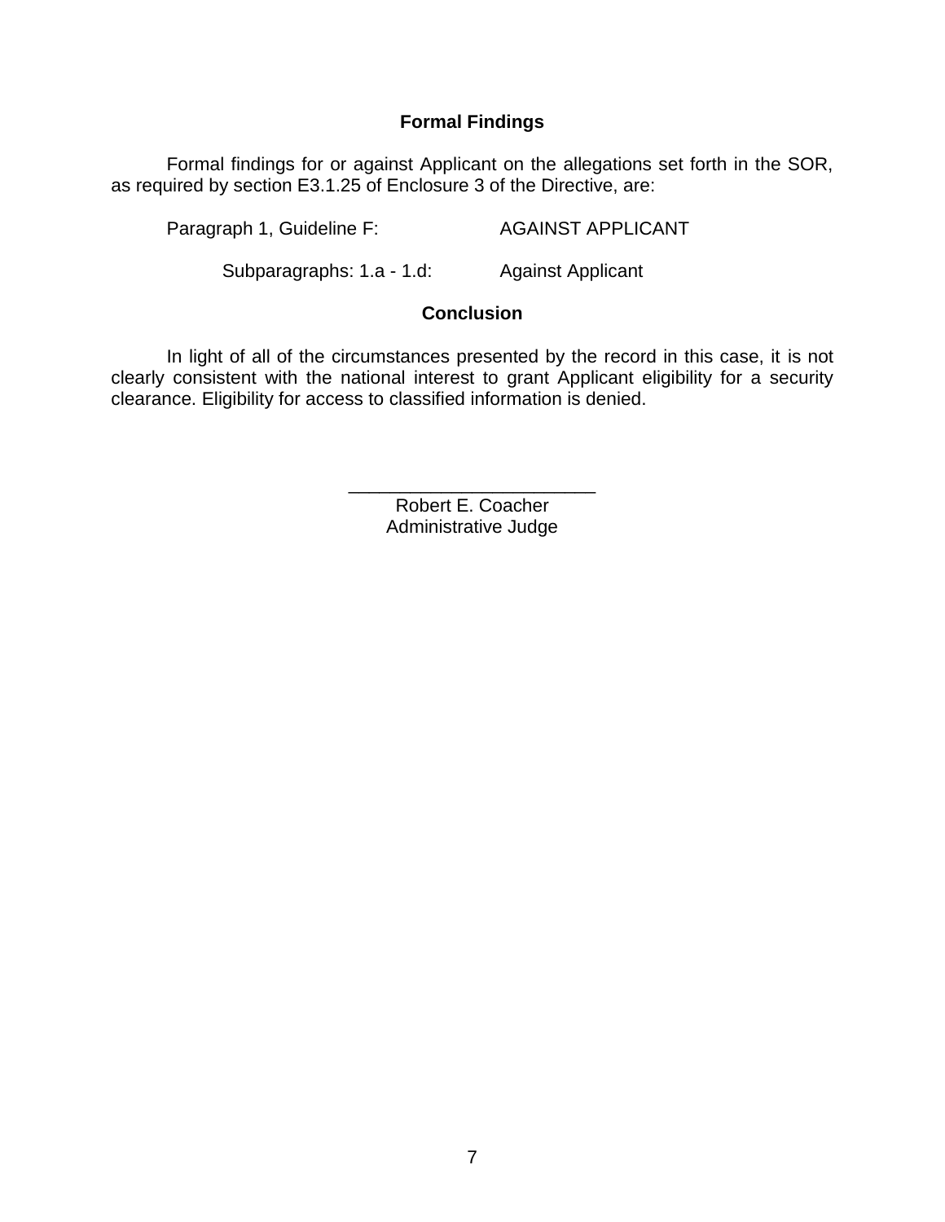## Formal Findings

Formal findings for or against Applicant on the allegations set forth in the SOR, as required by section E3.1.25 of Enclosure 3 of the Directive, are:

| | |
|---|---|
| Paragraph 1, Guideline F: | AGAINST APPLICANT |
| Subparagraphs: 1.a - 1.d: | Against Applicant |

## Conclusion

In light of all of the circumstances presented by the record in this case, it is not clearly consistent with the national interest to grant Applicant eligibility for a security clearance. Eligibility for access to classified information is denied.

\_\_\_\_\_\_\_\_\_\_\_\_\_\_\_\_\_\_\_\_\_\_\_\_

Robert E. Coacher
Administrative Judge